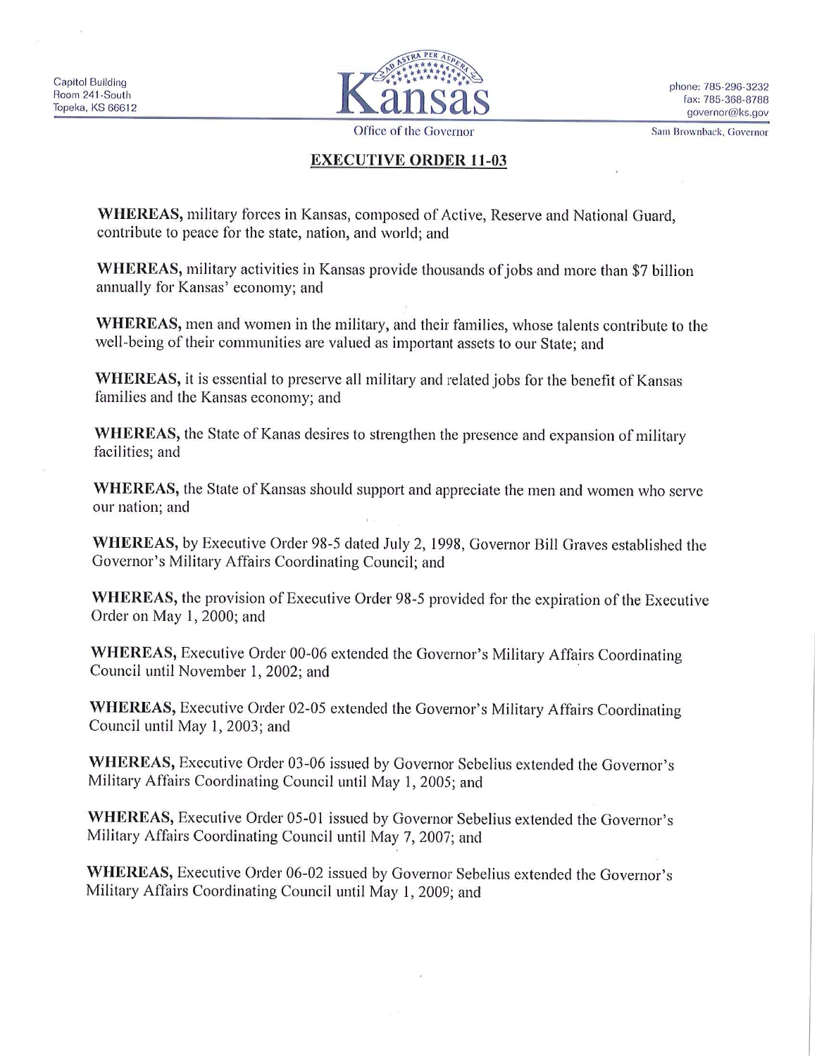Capitol Building
Room 241-South
Topeka, KS 66612

# Kansas

Office of the Governor

phone: 785-296-3232
fax: 785-368-8788
governor@ks.gov

Sam Brownback, Governor

## EXECUTIVE ORDER 11-03

**WHEREAS,** military forces in Kansas, composed of Active, Reserve and National Guard, contribute to peace for the state, nation, and world; and

**WHEREAS,** military activities in Kansas provide thousands of jobs and more than $7 billion annually for Kansas' economy; and

**WHEREAS,** men and women in the military, and their families, whose talents contribute to the well-being of their communities are valued as important assets to our State; and

**WHEREAS,** it is essential to preserve all military and related jobs for the benefit of Kansas families and the Kansas economy; and

**WHEREAS,** the State of Kanas desires to strengthen the presence and expansion of military facilities; and

**WHEREAS,** the State of Kansas should support and appreciate the men and women who serve our nation; and

**WHEREAS,** by Executive Order 98-5 dated July 2, 1998, Governor Bill Graves established the Governor's Military Affairs Coordinating Council; and

**WHEREAS,** the provision of Executive Order 98-5 provided for the expiration of the Executive Order on May 1, 2000; and

**WHEREAS,** Executive Order 00-06 extended the Governor's Military Affairs Coordinating Council until November 1, 2002; and

**WHEREAS,** Executive Order 02-05 extended the Governor's Military Affairs Coordinating Council until May 1, 2003; and

**WHEREAS,** Executive Order 03-06 issued by Governor Sebelius extended the Governor's Military Affairs Coordinating Council until May 1, 2005; and

**WHEREAS,** Executive Order 05-01 issued by Governor Sebelius extended the Governor's Military Affairs Coordinating Council until May 7, 2007; and

**WHEREAS,** Executive Order 06-02 issued by Governor Sebelius extended the Governor's Military Affairs Coordinating Council until May 1, 2009; and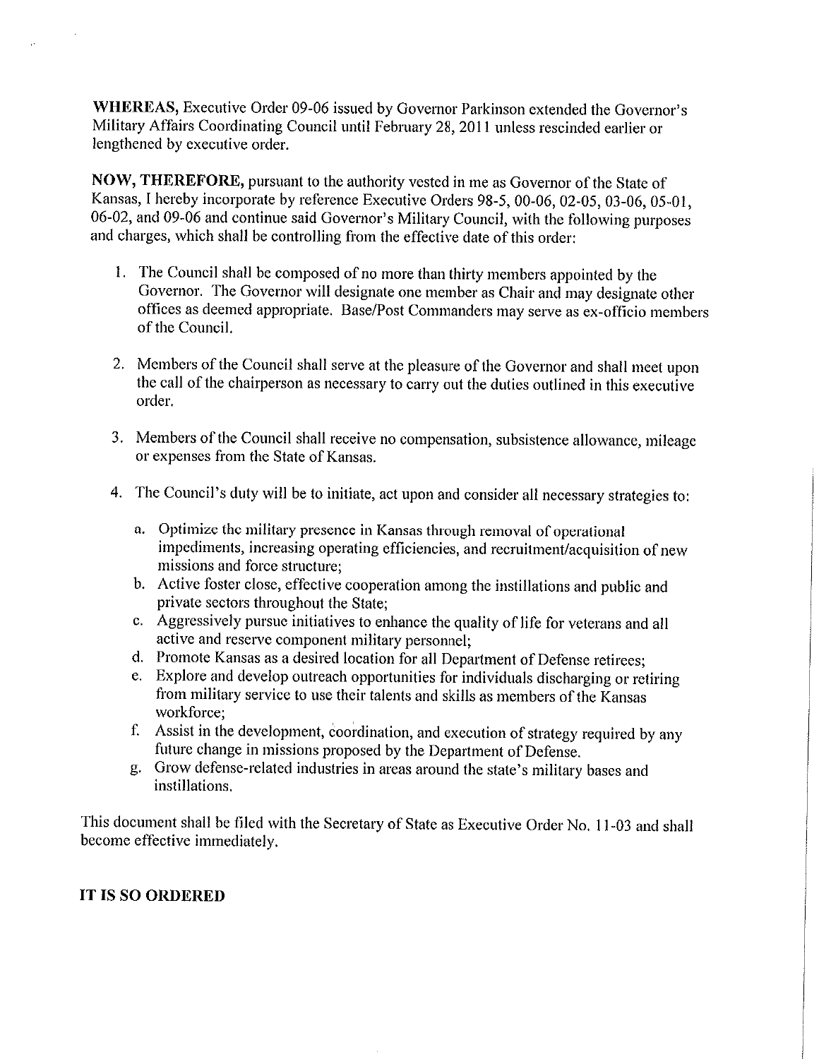**WHEREAS,** Executive Order 09-06 issued by Governor Parkinson extended the Governor's Military Affairs Coordinating Council until February 28, 2011 unless rescinded earlier or lengthened by executive order.

**NOW, THEREFORE,** pursuant to the authority vested in me as Governor of the State of Kansas, I hereby incorporate by reference Executive Orders 98-5, 00-06, 02-05, 03-06, 05-01, 06-02, and 09-06 and continue said Governor's Military Council, with the following purposes and charges, which shall be controlling from the effective date of this order:

1. The Council shall be composed of no more than thirty members appointed by the Governor. The Governor will designate one member as Chair and may designate other offices as deemed appropriate. Base/Post Commanders may serve as ex-officio members of the Council.

2. Members of the Council shall serve at the pleasure of the Governor and shall meet upon the call of the chairperson as necessary to carry out the duties outlined in this executive order.

3. Members of the Council shall receive no compensation, subsistence allowance, mileage or expenses from the State of Kansas.

4. The Council's duty will be to initiate, act upon and consider all necessary strategies to:

   a. Optimize the military presence in Kansas through removal of operational impediments, increasing operating efficiencies, and recruitment/acquisition of new missions and force structure;
   b. Active foster close, effective cooperation among the instillations and public and private sectors throughout the State;
   c. Aggressively pursue initiatives to enhance the quality of life for veterans and all active and reserve component military personnel;
   d. Promote Kansas as a desired location for all Department of Defense retirees;
   e. Explore and develop outreach opportunities for individuals discharging or retiring from military service to use their talents and skills as members of the Kansas workforce;
   f. Assist in the development, coordination, and execution of strategy required by any future change in missions proposed by the Department of Defense.
   g. Grow defense-related industries in areas around the state's military bases and instillations.

This document shall be filed with the Secretary of State as Executive Order No. 11-03 and shall become effective immediately.

**IT IS SO ORDERED**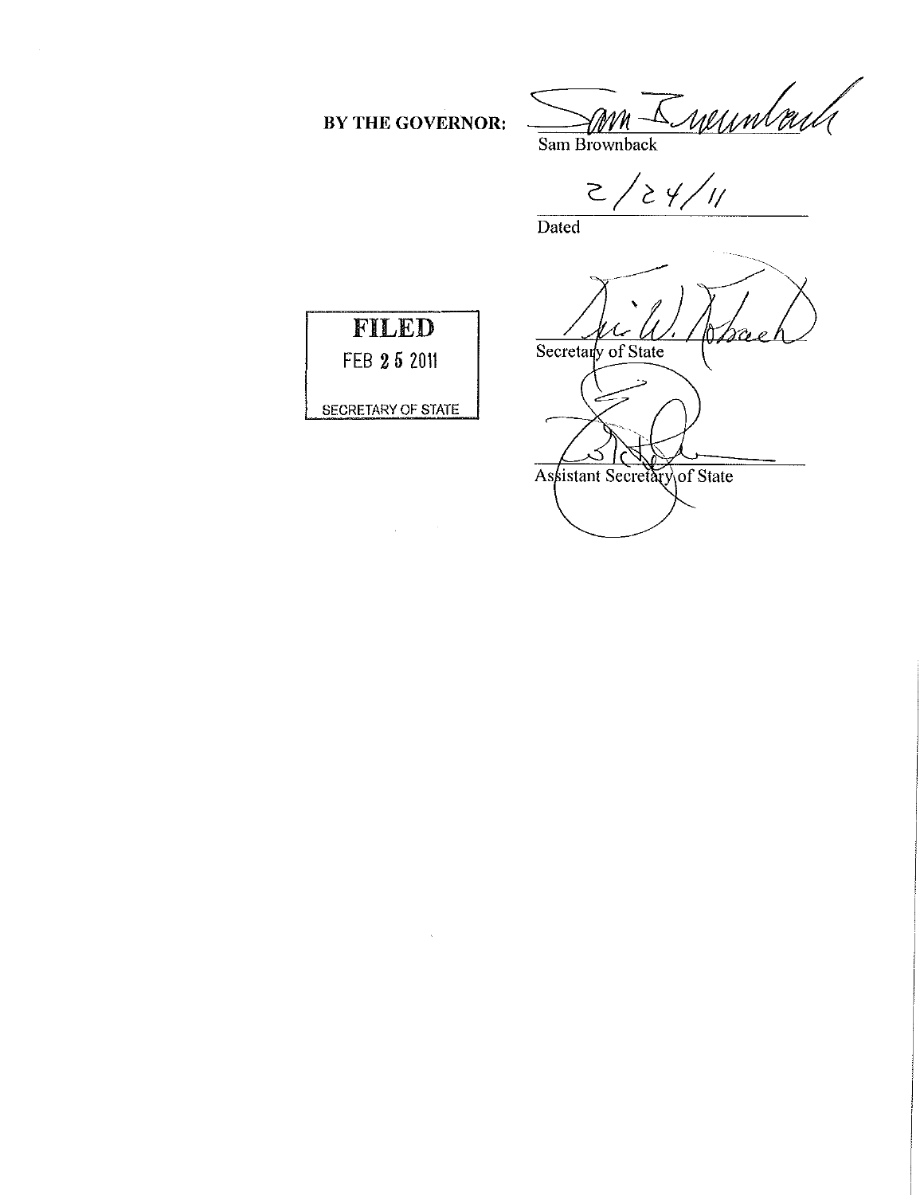**BY THE GOVERNOR:**

Sam Brownback

2/24/11

Dated

**FILED**
FEB 25 2011
SECRETARY OF STATE

Secretary of State

Assistant Secretary of State